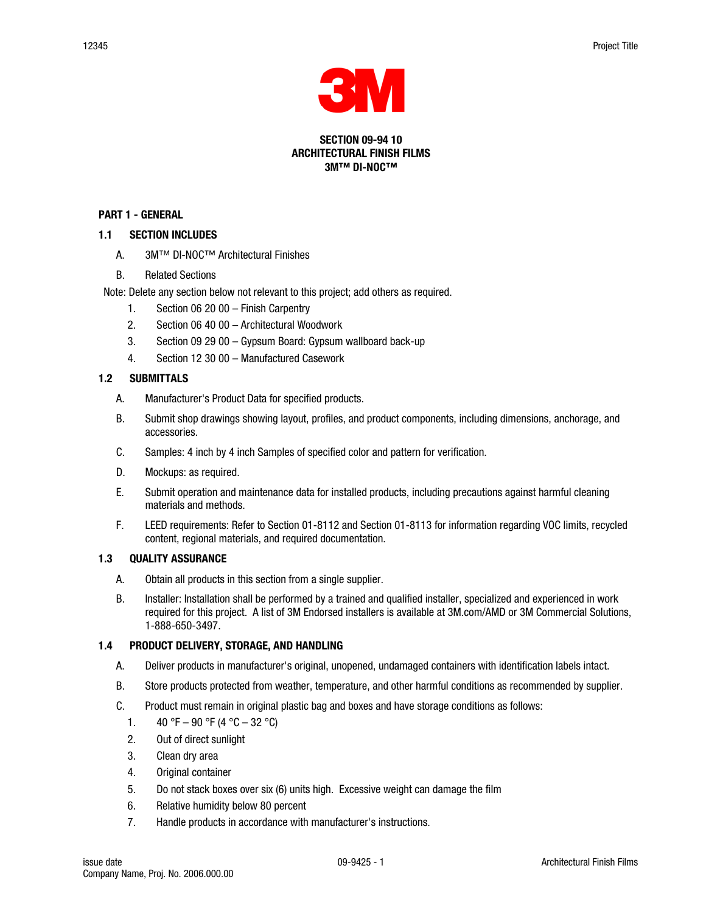# SECTION 09-94 10
# ARCHITECTURAL FINISH FILMS
# 3M™ DI-NOC™

## PART 1 - GENERAL

### 1.1 SECTION INCLUDES

A. 3M™ DI-NOC™ Architectural Finishes

B. Related Sections

Note: Delete any section below not relevant to this project; add others as required.

1. Section 06 20 00 – Finish Carpentry
2. Section 06 40 00 – Architectural Woodwork
3. Section 09 29 00 – Gypsum Board: Gypsum wallboard back-up
4. Section 12 30 00 – Manufactured Casework

### 1.2 SUBMITTALS

A. Manufacturer's Product Data for specified products.

B. Submit shop drawings showing layout, profiles, and product components, including dimensions, anchorage, and accessories.

C. Samples: 4 inch by 4 inch Samples of specified color and pattern for verification.

D. Mockups: as required.

E. Submit operation and maintenance data for installed products, including precautions against harmful cleaning materials and methods.

F. LEED requirements: Refer to Section 01-8112 and Section 01-8113 for information regarding VOC limits, recycled content, regional materials, and required documentation.

### 1.3 QUALITY ASSURANCE

A. Obtain all products in this section from a single supplier.

B. Installer: Installation shall be performed by a trained and qualified installer, specialized and experienced in work required for this project. A list of 3M Endorsed installers is available at 3M.com/AMD or 3M Commercial Solutions, 1-888-650-3497.

### 1.4 PRODUCT DELIVERY, STORAGE, AND HANDLING

A. Deliver products in manufacturer's original, unopened, undamaged containers with identification labels intact.

B. Store products protected from weather, temperature, and other harmful conditions as recommended by supplier.

C. Product must remain in original plastic bag and boxes and have storage conditions as follows:

1. 40 °F – 90 °F (4 °C – 32 °C)
2. Out of direct sunlight
3. Clean dry area
4. Original container
5. Do not stack boxes over six (6) units high. Excessive weight can damage the film
6. Relative humidity below 80 percent
7. Handle products in accordance with manufacturer's instructions.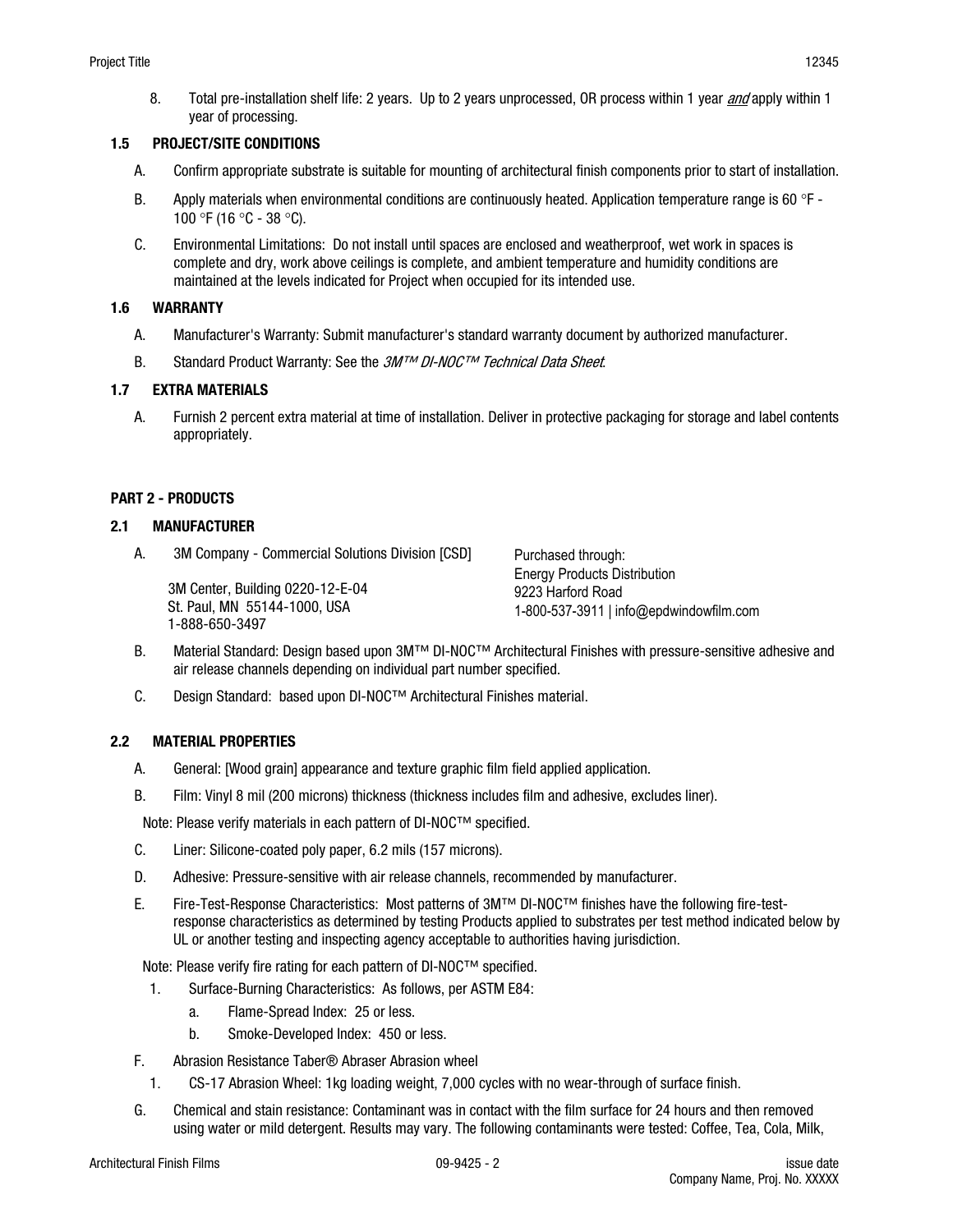8. Total pre-installation shelf life: 2 years. Up to 2 years unprocessed, OR process within 1 year *and* apply within 1 year of processing.

### 1.5 PROJECT/SITE CONDITIONS

A. Confirm appropriate substrate is suitable for mounting of architectural finish components prior to start of installation.

B. Apply materials when environmental conditions are continuously heated. Application temperature range is 60 °F - 100 °F (16 °C - 38 °C).

C. Environmental Limitations: Do not install until spaces are enclosed and weatherproof, wet work in spaces is complete and dry, work above ceilings is complete, and ambient temperature and humidity conditions are maintained at the levels indicated for Project when occupied for its intended use.

### 1.6 WARRANTY

A. Manufacturer's Warranty: Submit manufacturer's standard warranty document by authorized manufacturer.

B. Standard Product Warranty: See the *3M™ DI-NOC™ Technical Data Sheet*.

### 1.7 EXTRA MATERIALS

A. Furnish 2 percent extra material at time of installation. Deliver in protective packaging for storage and label contents appropriately.

## PART 2 - PRODUCTS

### 2.1 MANUFACTURER

A. 3M Company - Commercial Solutions Division [CSD]

3M Center, Building 0220-12-E-04
St. Paul, MN 55144-1000, USA
1-888-650-3497

Purchased through:
Energy Products Distribution
9223 Harford Road
1-800-537-3911 | info@epdwindowfilm.com

B. Material Standard: Design based upon 3M™ DI-NOC™ Architectural Finishes with pressure-sensitive adhesive and air release channels depending on individual part number specified.

C. Design Standard: based upon DI-NOC™ Architectural Finishes material.

### 2.2 MATERIAL PROPERTIES

A. General: [Wood grain] appearance and texture graphic film field applied application.

B. Film: Vinyl 8 mil (200 microns) thickness (thickness includes film and adhesive, excludes liner).

Note: Please verify materials in each pattern of DI-NOC™ specified.

C. Liner: Silicone-coated poly paper, 6.2 mils (157 microns).

D. Adhesive: Pressure-sensitive with air release channels, recommended by manufacturer.

E. Fire-Test-Response Characteristics: Most patterns of 3M™ DI-NOC™ finishes have the following fire-test-response characteristics as determined by testing Products applied to substrates per test method indicated below by UL or another testing and inspecting agency acceptable to authorities having jurisdiction.

Note: Please verify fire rating for each pattern of DI-NOC™ specified.

1. Surface-Burning Characteristics: As follows, per ASTM E84:
   a. Flame-Spread Index: 25 or less.
   b. Smoke-Developed Index: 450 or less.

F. Abrasion Resistance Taber® Abraser Abrasion wheel

1. CS-17 Abrasion Wheel: 1kg loading weight, 7,000 cycles with no wear-through of surface finish.

G. Chemical and stain resistance: Contaminant was in contact with the film surface for 24 hours and then removed using water or mild detergent. Results may vary. The following contaminants were tested: Coffee, Tea, Cola, Milk,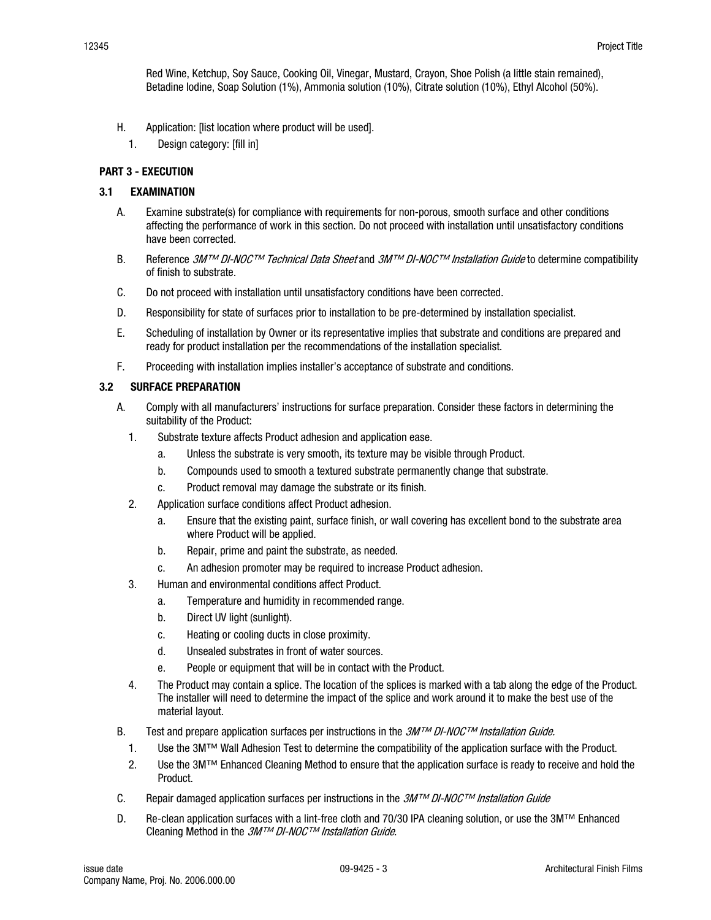Red Wine, Ketchup, Soy Sauce, Cooking Oil, Vinegar, Mustard, Crayon, Shoe Polish (a little stain remained), Betadine Iodine, Soap Solution (1%), Ammonia solution (10%), Citrate solution (10%), Ethyl Alcohol (50%).

H. Application: [list location where product will be used].

1. Design category: [fill in]

## PART 3 - EXECUTION

### 3.1 EXAMINATION

A. Examine substrate(s) for compliance with requirements for non-porous, smooth surface and other conditions affecting the performance of work in this section. Do not proceed with installation until unsatisfactory conditions have been corrected.

B. Reference *3M™ DI-NOC™ Technical Data Sheet* and *3M™ DI-NOC™ Installation Guide* to determine compatibility of finish to substrate.

C. Do not proceed with installation until unsatisfactory conditions have been corrected.

D. Responsibility for state of surfaces prior to installation to be pre-determined by installation specialist.

E. Scheduling of installation by Owner or its representative implies that substrate and conditions are prepared and ready for product installation per the recommendations of the installation specialist.

F. Proceeding with installation implies installer's acceptance of substrate and conditions.

### 3.2 SURFACE PREPARATION

A. Comply with all manufacturers' instructions for surface preparation. Consider these factors in determining the suitability of the Product:

1. Substrate texture affects Product adhesion and application ease.
   a. Unless the substrate is very smooth, its texture may be visible through Product.
   b. Compounds used to smooth a textured substrate permanently change that substrate.
   c. Product removal may damage the substrate or its finish.
2. Application surface conditions affect Product adhesion.
   a. Ensure that the existing paint, surface finish, or wall covering has excellent bond to the substrate area where Product will be applied.
   b. Repair, prime and paint the substrate, as needed.
   c. An adhesion promoter may be required to increase Product adhesion.
3. Human and environmental conditions affect Product.
   a. Temperature and humidity in recommended range.
   b. Direct UV light (sunlight).
   c. Heating or cooling ducts in close proximity.
   d. Unsealed substrates in front of water sources.
   e. People or equipment that will be in contact with the Product.
4. The Product may contain a splice. The location of the splices is marked with a tab along the edge of the Product. The installer will need to determine the impact of the splice and work around it to make the best use of the material layout.

B. Test and prepare application surfaces per instructions in the *3M™ DI-NOC™ Installation Guide.*

1. Use the 3M™ Wall Adhesion Test to determine the compatibility of the application surface with the Product.
2. Use the 3M™ Enhanced Cleaning Method to ensure that the application surface is ready to receive and hold the Product.

C. Repair damaged application surfaces per instructions in the *3M™ DI-NOC™ Installation Guide*

D. Re-clean application surfaces with a lint-free cloth and 70/30 IPA cleaning solution, or use the 3M™ Enhanced Cleaning Method in the *3M™ DI-NOC™ Installation Guide*.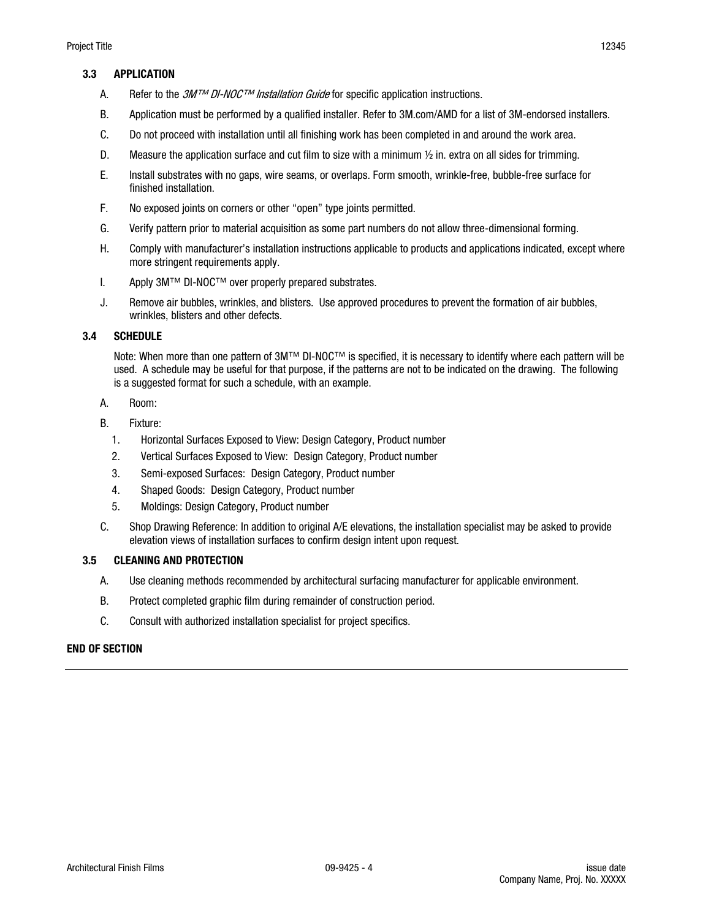### 3.3 APPLICATION

A. Refer to the *3M™ DI-NOC™ Installation Guide* for specific application instructions.

B. Application must be performed by a qualified installer. Refer to 3M.com/AMD for a list of 3M-endorsed installers.

C. Do not proceed with installation until all finishing work has been completed in and around the work area.

D. Measure the application surface and cut film to size with a minimum ½ in. extra on all sides for trimming.

E. Install substrates with no gaps, wire seams, or overlaps. Form smooth, wrinkle-free, bubble-free surface for finished installation.

F. No exposed joints on corners or other "open" type joints permitted.

G. Verify pattern prior to material acquisition as some part numbers do not allow three-dimensional forming.

H. Comply with manufacturer's installation instructions applicable to products and applications indicated, except where more stringent requirements apply.

I. Apply 3M™ DI-NOC™ over properly prepared substrates.

J. Remove air bubbles, wrinkles, and blisters. Use approved procedures to prevent the formation of air bubbles, wrinkles, blisters and other defects.

### 3.4 SCHEDULE

Note: When more than one pattern of 3M™ DI-NOC™ is specified, it is necessary to identify where each pattern will be used. A schedule may be useful for that purpose, if the patterns are not to be indicated on the drawing. The following is a suggested format for such a schedule, with an example.

A. Room:

B. Fixture:

1. Horizontal Surfaces Exposed to View: Design Category, Product number
2. Vertical Surfaces Exposed to View: Design Category, Product number
3. Semi-exposed Surfaces: Design Category, Product number
4. Shaped Goods: Design Category, Product number
5. Moldings: Design Category, Product number

C. Shop Drawing Reference: In addition to original A/E elevations, the installation specialist may be asked to provide elevation views of installation surfaces to confirm design intent upon request.

### 3.5 CLEANING AND PROTECTION

A. Use cleaning methods recommended by architectural surfacing manufacturer for applicable environment.

B. Protect completed graphic film during remainder of construction period.

C. Consult with authorized installation specialist for project specifics.

**END OF SECTION**